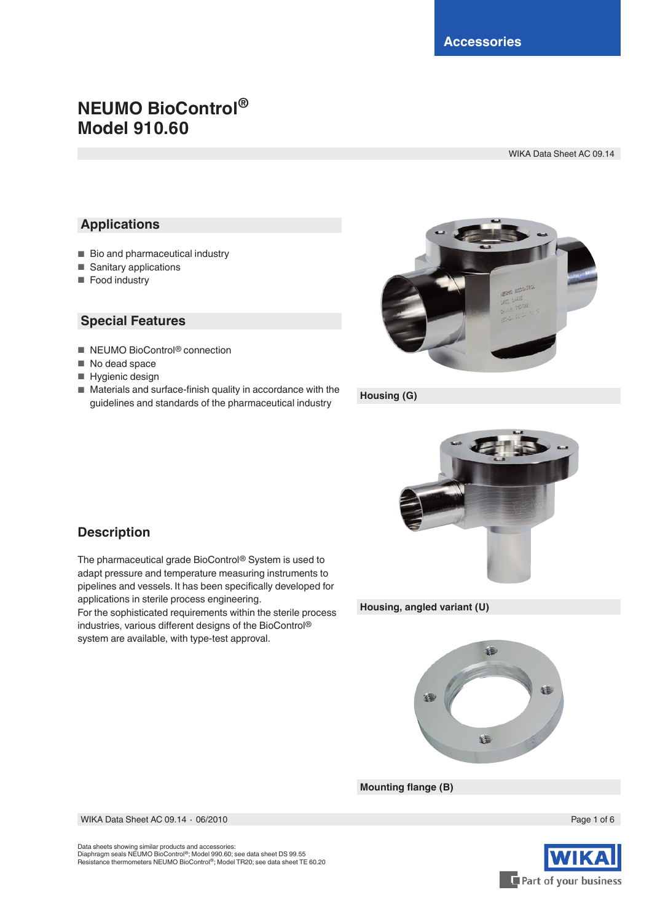Accessories

# NEUMO BioControl®
# Model 910.60

WIKA Data Sheet AC 09.14

## Applications

- Bio and pharmaceutical industry
- Sanitary applications
- Food industry

## Special Features

- NEUMO BioControl® connection
- No dead space
- Hygienic design
- Materials and surface-finish quality in accordance with the guidelines and standards of the pharmaceutical industry

Housing (G)

Housing, angled variant (U)

Mounting flange (B)

## Description

The pharmaceutical grade BioControl® System is used to adapt pressure and temperature measuring instruments to pipelines and vessels. It has been specifically developed for applications in sterile process engineering.
For the sophisticated requirements within the sterile process industries, various different designs of the BioControl® system are available, with type-test approval.

WIKA Data Sheet AC 09.14 · 06/2010

Data sheets showing similar products and accessories:
Diaphragm seals NEUMO BioControl®; Model 990.60; see data sheet DS 99.55
Resistance thermometers NEUMO BioControl®; Model TR20; see data sheet TE 60.20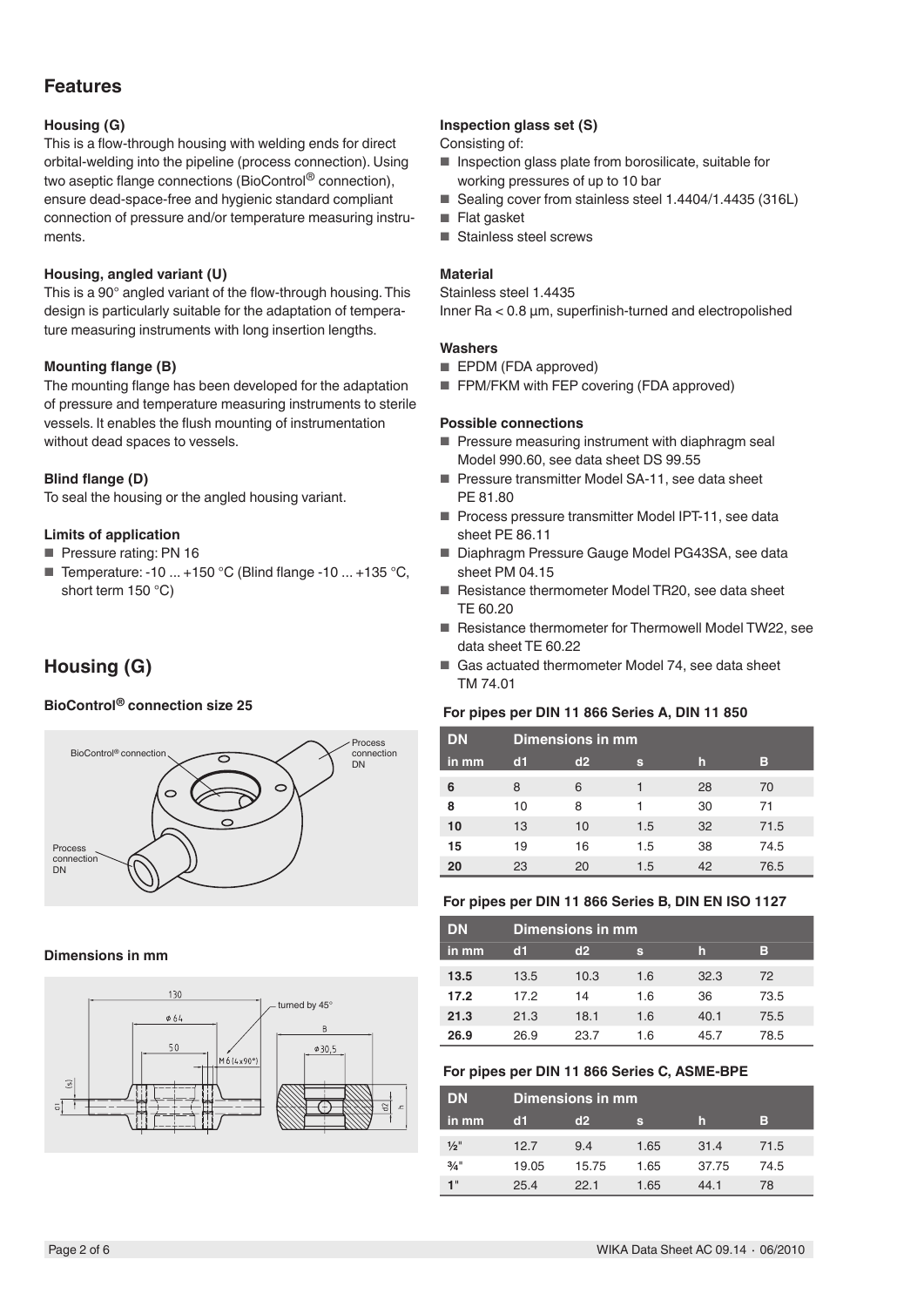## Features

### Housing (G)

This is a flow-through housing with welding ends for direct orbital-welding into the pipeline (process connection). Using two aseptic flange connections (BioControl® connection), ensure dead-space-free and hygienic standard compliant connection of pressure and/or temperature measuring instruments.

### Housing, angled variant (U)

This is a 90° angled variant of the flow-through housing. This design is particularly suitable for the adaptation of temperature measuring instruments with long insertion lengths.

### Mounting flange (B)

The mounting flange has been developed for the adaptation of pressure and temperature measuring instruments to sterile vessels. It enables the flush mounting of instrumentation without dead spaces to vessels.

### Blind flange (D)

To seal the housing or the angled housing variant.

### Limits of application

- Pressure rating: PN 16
- Temperature: -10 ... +150 °C (Blind flange -10 ... +135 °C, short term 150 °C)

### Inspection glass set (S)

Consisting of:

- Inspection glass plate from borosilicate, suitable for working pressures of up to 10 bar
- Sealing cover from stainless steel 1.4404/1.4435 (316L)
- Flat gasket
- Stainless steel screws

### Material

Stainless steel 1.4435
Inner Ra < 0.8 µm, superfinish-turned and electropolished

### Washers

- EPDM (FDA approved)
- FPM/FKM with FEP covering (FDA approved)

### Possible connections

- Pressure measuring instrument with diaphragm seal Model 990.60, see data sheet DS 99.55
- Pressure transmitter Model SA-11, see data sheet PE 81.80
- Process pressure transmitter Model IPT-11, see data sheet PE 86.11
- Diaphragm Pressure Gauge Model PG43SA, see data sheet PM 04.15
- Resistance thermometer Model TR20, see data sheet TE 60.20
- Resistance thermometer for Thermowell Model TW22, see data sheet TE 60.22
- Gas actuated thermometer Model 74, see data sheet TM 74.01

## Housing (G)

### BioControl® connection size 25

BioControl® connection

Process connection DN

Process connection DN

### Dimensions in mm

130

ø 64

50

M 6 (4x90°)

turned by 45°

B

ø30,5

#### For pipes per DIN 11 866 Series A, DIN 11 850

| DN | Dimensions in mm | | | | |
|---|---|---|---|---|---|
| in mm | d1 | d2 | s | h | B |
| 6 | 8 | 6 | 1 | 28 | 70 |
| 8 | 10 | 8 | 1 | 30 | 71 |
| 10 | 13 | 10 | 1.5 | 32 | 71.5 |
| 15 | 19 | 16 | 1.5 | 38 | 74.5 |
| 20 | 23 | 20 | 1.5 | 42 | 76.5 |

#### For pipes per DIN 11 866 Series B, DIN EN ISO 1127

| DN | Dimensions in mm | | | | |
|---|---|---|---|---|---|
| in mm | d1 | d2 | s | h | B |
| 13.5 | 13.5 | 10.3 | 1.6 | 32.3 | 72 |
| 17.2 | 17.2 | 14 | 1.6 | 36 | 73.5 |
| 21.3 | 21.3 | 18.1 | 1.6 | 40.1 | 75.5 |
| 26.9 | 26.9 | 23.7 | 1.6 | 45.7 | 78.5 |

#### For pipes per DIN 11 866 Series C, ASME-BPE

| DN | Dimensions in mm | | | | |
|---|---|---|---|---|---|
| in mm | d1 | d2 | s | h | B |
| ½" | 12.7 | 9.4 | 1.65 | 31.4 | 71.5 |
| ¾" | 19.05 | 15.75 | 1.65 | 37.75 | 74.5 |
| 1" | 25.4 | 22.1 | 1.65 | 44.1 | 78 |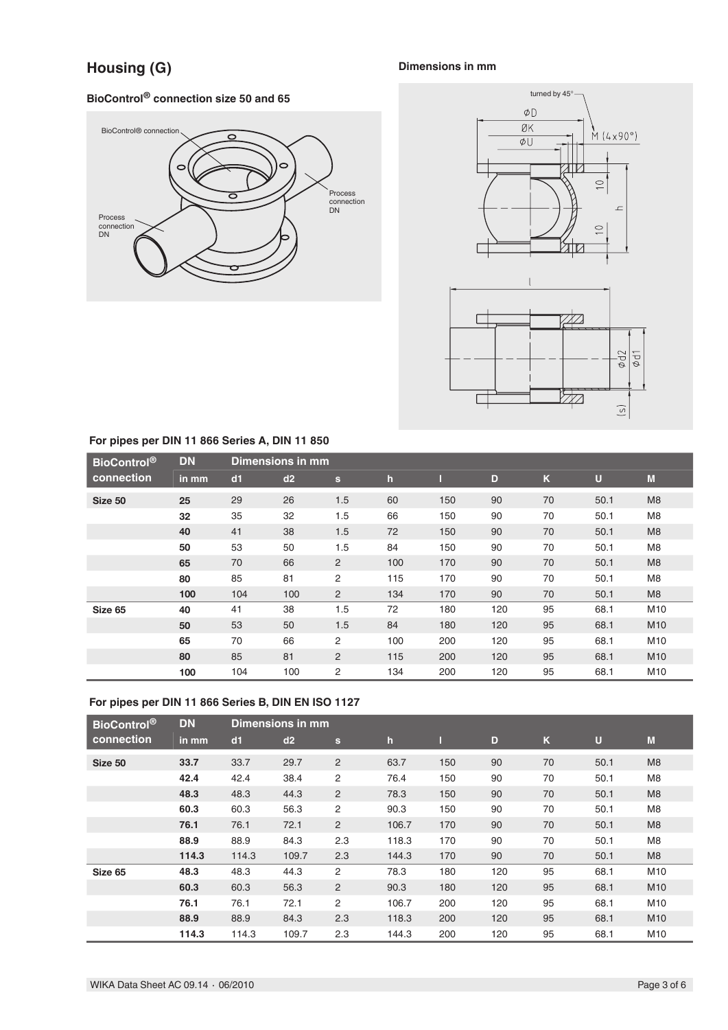## Housing (G)

**Dimensions in mm**

### BioControl® connection size 50 and 65

### For pipes per DIN 11 866 Series A, DIN 11 850

| BioControl® connection | DN | Dimensions in mm | | | | | | | | |
|---|---|---|---|---|---|---|---|---|---|---|
| | in mm | d1 | d2 | s | h | l | D | K | U | M |
| Size 50 | 25 | 29 | 26 | 1.5 | 60 | 150 | 90 | 70 | 50.1 | M8 |
| | 32 | 35 | 32 | 1.5 | 66 | 150 | 90 | 70 | 50.1 | M8 |
| | 40 | 41 | 38 | 1.5 | 72 | 150 | 90 | 70 | 50.1 | M8 |
| | 50 | 53 | 50 | 1.5 | 84 | 150 | 90 | 70 | 50.1 | M8 |
| | 65 | 70 | 66 | 2 | 100 | 170 | 90 | 70 | 50.1 | M8 |
| | 80 | 85 | 81 | 2 | 115 | 170 | 90 | 70 | 50.1 | M8 |
| | 100 | 104 | 100 | 2 | 134 | 170 | 90 | 70 | 50.1 | M8 |
| Size 65 | 40 | 41 | 38 | 1.5 | 72 | 180 | 120 | 95 | 68.1 | M10 |
| | 50 | 53 | 50 | 1.5 | 84 | 180 | 120 | 95 | 68.1 | M10 |
| | 65 | 70 | 66 | 2 | 100 | 200 | 120 | 95 | 68.1 | M10 |
| | 80 | 85 | 81 | 2 | 115 | 200 | 120 | 95 | 68.1 | M10 |
| | 100 | 104 | 100 | 2 | 134 | 200 | 120 | 95 | 68.1 | M10 |

### For pipes per DIN 11 866 Series B, DIN EN ISO 1127

| BioControl® connection | DN | Dimensions in mm | | | | | | | | |
|---|---|---|---|---|---|---|---|---|---|---|
| | in mm | d1 | d2 | s | h | l | D | K | U | M |
| Size 50 | 33.7 | 33.7 | 29.7 | 2 | 63.7 | 150 | 90 | 70 | 50.1 | M8 |
| | 42.4 | 42.4 | 38.4 | 2 | 76.4 | 150 | 90 | 70 | 50.1 | M8 |
| | 48.3 | 48.3 | 44.3 | 2 | 78.3 | 150 | 90 | 70 | 50.1 | M8 |
| | 60.3 | 60.3 | 56.3 | 2 | 90.3 | 150 | 90 | 70 | 50.1 | M8 |
| | 76.1 | 76.1 | 72.1 | 2 | 106.7 | 170 | 90 | 70 | 50.1 | M8 |
| | 88.9 | 88.9 | 84.3 | 2.3 | 118.3 | 170 | 90 | 70 | 50.1 | M8 |
| | 114.3 | 114.3 | 109.7 | 2.3 | 144.3 | 170 | 90 | 70 | 50.1 | M8 |
| Size 65 | 48.3 | 48.3 | 44.3 | 2 | 78.3 | 180 | 120 | 95 | 68.1 | M10 |
| | 60.3 | 60.3 | 56.3 | 2 | 90.3 | 180 | 120 | 95 | 68.1 | M10 |
| | 76.1 | 76.1 | 72.1 | 2 | 106.7 | 200 | 120 | 95 | 68.1 | M10 |
| | 88.9 | 88.9 | 84.3 | 2.3 | 118.3 | 200 | 120 | 95 | 68.1 | M10 |
| | 114.3 | 114.3 | 109.7 | 2.3 | 144.3 | 200 | 120 | 95 | 68.1 | M10 |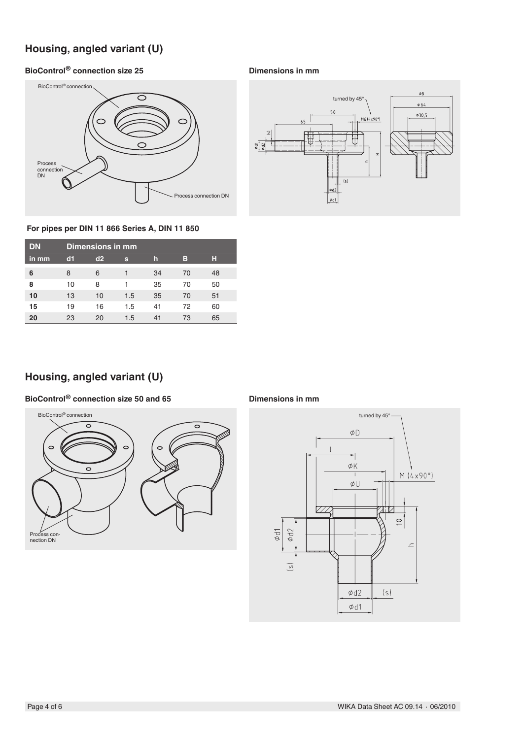## Housing, angled variant (U)

### BioControl® connection size 25

### Dimensions in mm

**For pipes per DIN 11 866 Series A, DIN 11 850**

| DN | Dimensions in mm | | | | | |
|---|---|---|---|---|---|---|
| in mm | d1 | d2 | s | h | B | H |
| **6** | 8 | 6 | 1 | 34 | 70 | 48 |
| **8** | 10 | 8 | 1 | 35 | 70 | 50 |
| **10** | 13 | 10 | 1.5 | 35 | 70 | 51 |
| **15** | 19 | 16 | 1.5 | 41 | 72 | 60 |
| **20** | 23 | 20 | 1.5 | 41 | 73 | 65 |

## Housing, angled variant (U)

### BioControl® connection size 50 and 65

### Dimensions in mm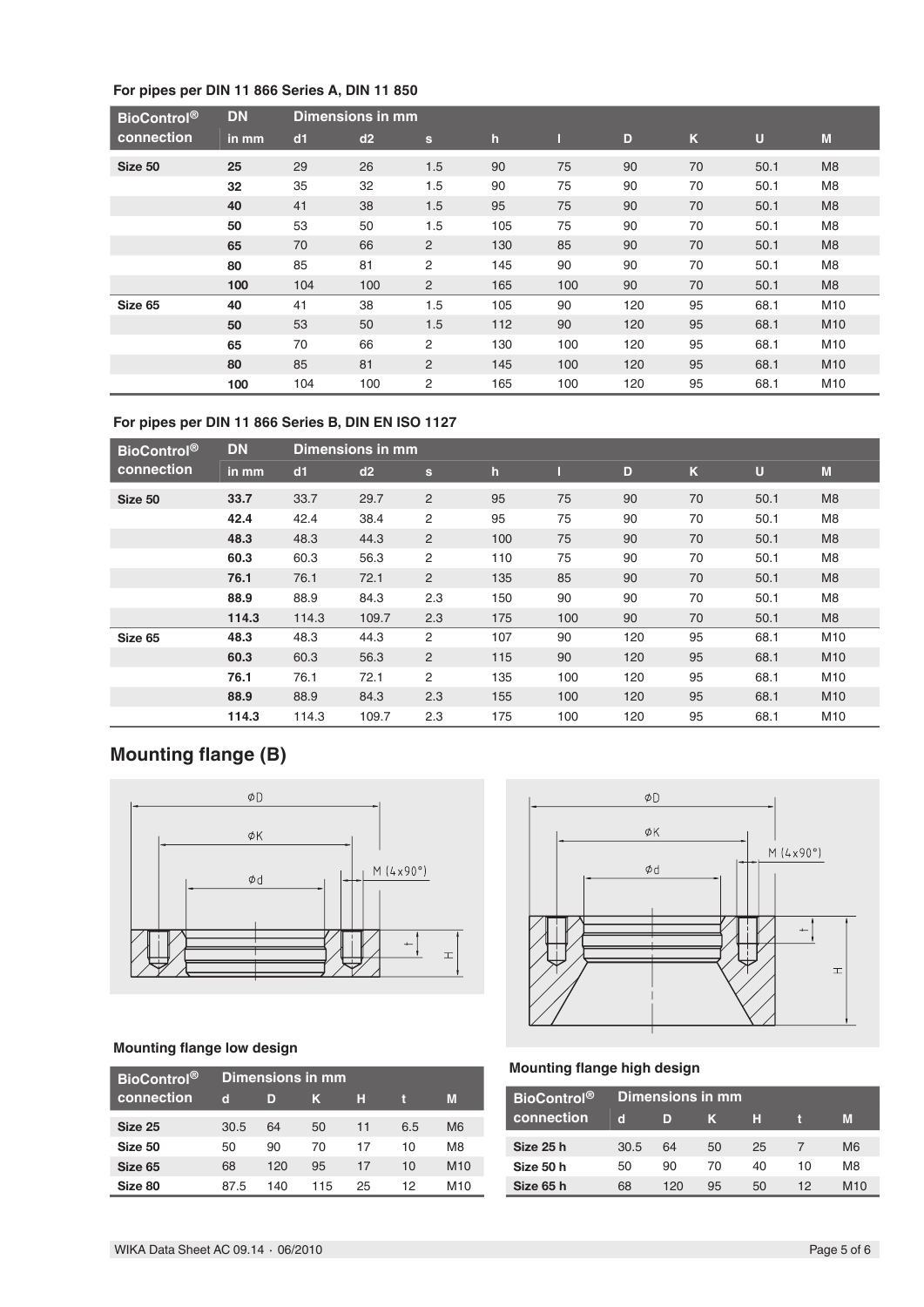**For pipes per DIN 11 866 Series A, DIN 11 850**

| BioControl® connection | DN in mm | Dimensions in mm d1 | d2 | s | h | l | D | K | U | M |
|---|---|---|---|---|---|---|---|---|---|---|
| Size 50 | 25 | 29 | 26 | 1.5 | 90 | 75 | 90 | 70 | 50.1 | M8 |
| | 32 | 35 | 32 | 1.5 | 90 | 75 | 90 | 70 | 50.1 | M8 |
| | 40 | 41 | 38 | 1.5 | 95 | 75 | 90 | 70 | 50.1 | M8 |
| | 50 | 53 | 50 | 1.5 | 105 | 75 | 90 | 70 | 50.1 | M8 |
| | 65 | 70 | 66 | 2 | 130 | 85 | 90 | 70 | 50.1 | M8 |
| | 80 | 85 | 81 | 2 | 145 | 90 | 90 | 70 | 50.1 | M8 |
| | 100 | 104 | 100 | 2 | 165 | 100 | 90 | 70 | 50.1 | M8 |
| Size 65 | 40 | 41 | 38 | 1.5 | 105 | 90 | 120 | 95 | 68.1 | M10 |
| | 50 | 53 | 50 | 1.5 | 112 | 90 | 120 | 95 | 68.1 | M10 |
| | 65 | 70 | 66 | 2 | 130 | 100 | 120 | 95 | 68.1 | M10 |
| | 80 | 85 | 81 | 2 | 145 | 100 | 120 | 95 | 68.1 | M10 |
| | 100 | 104 | 100 | 2 | 165 | 100 | 120 | 95 | 68.1 | M10 |

**For pipes per DIN 11 866 Series B, DIN EN ISO 1127**

| BioControl® connection | DN in mm | Dimensions in mm d1 | d2 | s | h | l | D | K | U | M |
|---|---|---|---|---|---|---|---|---|---|---|
| Size 50 | 33.7 | 33.7 | 29.7 | 2 | 95 | 75 | 90 | 70 | 50.1 | M8 |
| | 42.4 | 42.4 | 38.4 | 2 | 95 | 75 | 90 | 70 | 50.1 | M8 |
| | 48.3 | 48.3 | 44.3 | 2 | 100 | 75 | 90 | 70 | 50.1 | M8 |
| | 60.3 | 60.3 | 56.3 | 2 | 110 | 75 | 90 | 70 | 50.1 | M8 |
| | 76.1 | 76.1 | 72.1 | 2 | 135 | 85 | 90 | 70 | 50.1 | M8 |
| | 88.9 | 88.9 | 84.3 | 2.3 | 150 | 90 | 90 | 70 | 50.1 | M8 |
| | 114.3 | 114.3 | 109.7 | 2.3 | 175 | 100 | 90 | 70 | 50.1 | M8 |
| Size 65 | 48.3 | 48.3 | 44.3 | 2 | 107 | 90 | 120 | 95 | 68.1 | M10 |
| | 60.3 | 60.3 | 56.3 | 2 | 115 | 90 | 120 | 95 | 68.1 | M10 |
| | 76.1 | 76.1 | 72.1 | 2 | 135 | 100 | 120 | 95 | 68.1 | M10 |
| | 88.9 | 88.9 | 84.3 | 2.3 | 155 | 100 | 120 | 95 | 68.1 | M10 |
| | 114.3 | 114.3 | 109.7 | 2.3 | 175 | 100 | 120 | 95 | 68.1 | M10 |

## Mounting flange (B)

**Mounting flange low design**

| BioControl® connection | Dimensions in mm d | D | K | H | t | M |
|---|---|---|---|---|---|---|
| Size 25 | 30.5 | 64 | 50 | 11 | 6.5 | M6 |
| Size 50 | 50 | 90 | 70 | 17 | 10 | M8 |
| Size 65 | 68 | 120 | 95 | 17 | 10 | M10 |
| Size 80 | 87.5 | 140 | 115 | 25 | 12 | M10 |

**Mounting flange high design**

| BioControl® connection | Dimensions in mm d | D | K | H | t | M |
|---|---|---|---|---|---|---|
| Size 25 h | 30.5 | 64 | 50 | 25 | 7 | M6 |
| Size 50 h | 50 | 90 | 70 | 40 | 10 | M8 |
| Size 65 h | 68 | 120 | 95 | 50 | 12 | M10 |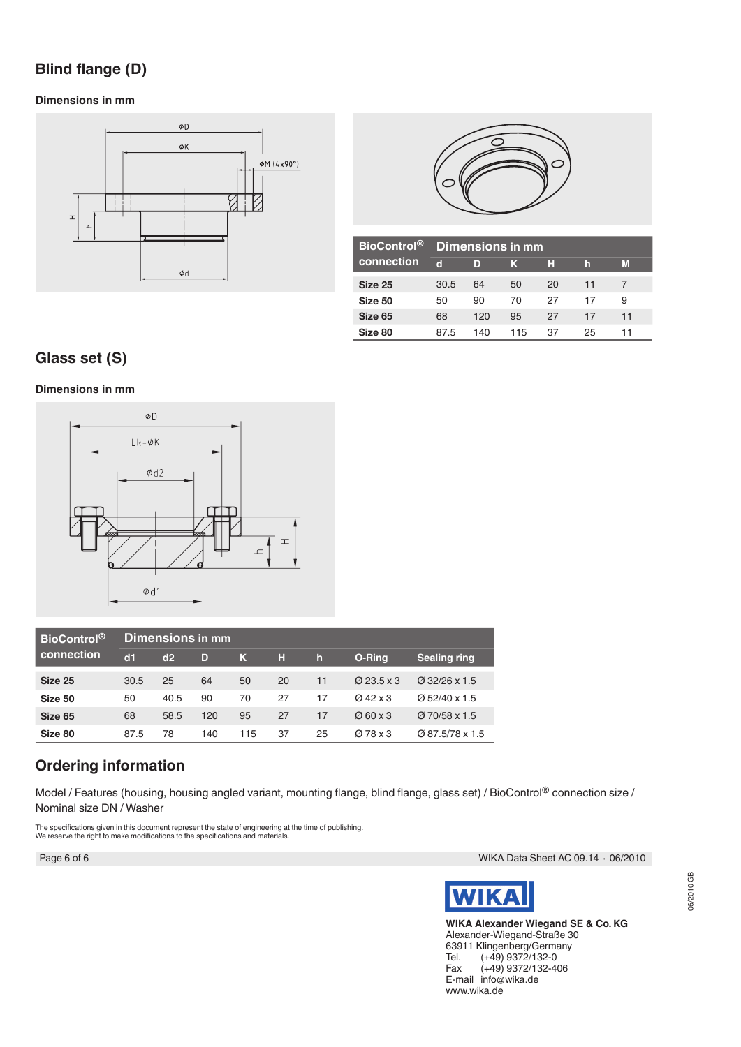## Blind flange (D)

**Dimensions in mm**

| BioControl® connection | Dimensions in mm | | | | | |
|---|---|---|---|---|---|---|
| | d | D | K | H | h | M |
| **Size 25** | 30.5 | 64 | 50 | 20 | 11 | 7 |
| **Size 50** | 50 | 90 | 70 | 27 | 17 | 9 |
| **Size 65** | 68 | 120 | 95 | 27 | 17 | 11 |
| **Size 80** | 87.5 | 140 | 115 | 37 | 25 | 11 |

## Glass set (S)

**Dimensions in mm**

| BioControl® connection | Dimensions in mm | | | | | | | |
|---|---|---|---|---|---|---|---|---|
| | d1 | d2 | D | K | H | h | O-Ring | Sealing ring |
| **Size 25** | 30.5 | 25 | 64 | 50 | 20 | 11 | Ø 23.5 x 3 | Ø 32/26 x 1.5 |
| **Size 50** | 50 | 40.5 | 90 | 70 | 27 | 17 | Ø 42 x 3 | Ø 52/40 x 1.5 |
| **Size 65** | 68 | 58.5 | 120 | 95 | 27 | 17 | Ø 60 x 3 | Ø 70/58 x 1.5 |
| **Size 80** | 87.5 | 78 | 140 | 115 | 37 | 25 | Ø 78 x 3 | Ø 87.5/78 x 1.5 |

## Ordering information

Model / Features (housing, housing angled variant, mounting flange, blind flange, glass set) / BioControl® connection size / Nominal size DN / Washer

The specifications given in this document represent the state of engineering at the time of publishing.
We reserve the right to make modifications to the specifications and materials.

**WIKA Alexander Wiegand SE & Co. KG**
Alexander-Wiegand-Straße 30
63911 Klingenberg/Germany
Tel. (+49) 9372/132-0
Fax (+49) 9372/132-406
E-mail info@wika.de
www.wika.de